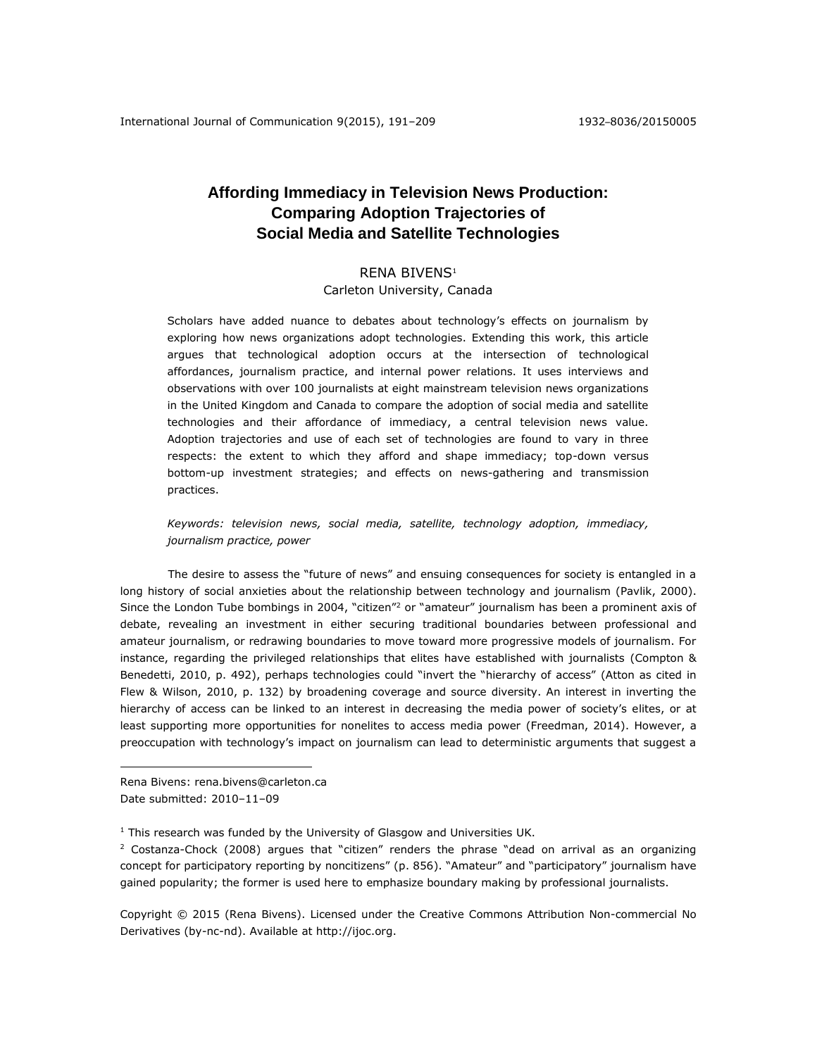# Affording Immediacy in Television News Production: Comparing Adoption Trajectories of Social Media and Satellite Technologies

RENA BIVENS[1]
Carleton University, Canada

Scholars have added nuance to debates about technology's effects on journalism by exploring how news organizations adopt technologies. Extending this work, this article argues that technological adoption occurs at the intersection of technological affordances, journalism practice, and internal power relations. It uses interviews and observations with over 100 journalists at eight mainstream television news organizations in the United Kingdom and Canada to compare the adoption of social media and satellite technologies and their affordance of immediacy, a central television news value. Adoption trajectories and use of each set of technologies are found to vary in three respects: the extent to which they afford and shape immediacy; top-down versus bottom-up investment strategies; and effects on news-gathering and transmission practices.

*Keywords: television news, social media, satellite, technology adoption, immediacy, journalism practice, power*

The desire to assess the "future of news" and ensuing consequences for society is entangled in a long history of social anxieties about the relationship between technology and journalism (Pavlik, 2000). Since the London Tube bombings in 2004, "citizen"[2] or "amateur" journalism has been a prominent axis of debate, revealing an investment in either securing traditional boundaries between professional and amateur journalism, or redrawing boundaries to move toward more progressive models of journalism. For instance, regarding the privileged relationships that elites have established with journalists (Compton & Benedetti, 2010, p. 492), perhaps technologies could "invert the "hierarchy of access" (Atton as cited in Flew & Wilson, 2010, p. 132) by broadening coverage and source diversity. An interest in inverting the hierarchy of access can be linked to an interest in decreasing the media power of society's elites, or at least supporting more opportunities for nonelites to access media power (Freedman, 2014). However, a preoccupation with technology's impact on journalism can lead to deterministic arguments that suggest a

Rena Bivens: rena.bivens@carleton.ca
Date submitted: 2010–11–09

[1] This research was funded by the University of Glasgow and Universities UK.

[2] Costanza-Chock (2008) argues that "citizen" renders the phrase "dead on arrival as an organizing concept for participatory reporting by noncitizens" (p. 856). "Amateur" and "participatory" journalism have gained popularity; the former is used here to emphasize boundary making by professional journalists.

Copyright © 2015 (Rena Bivens). Licensed under the Creative Commons Attribution Non-commercial No Derivatives (by-nc-nd). Available at http://ijoc.org.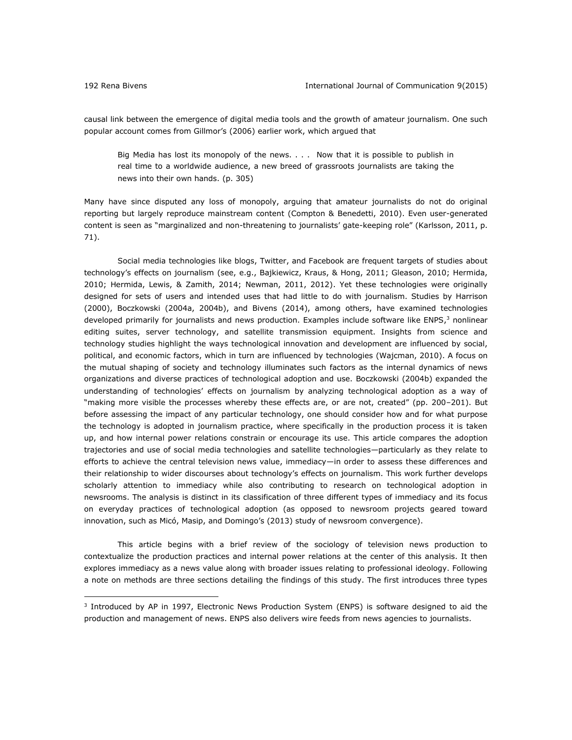causal link between the emergence of digital media tools and the growth of amateur journalism. One such popular account comes from Gillmor's (2006) earlier work, which argued that

> Big Media has lost its monopoly of the news. . . . Now that it is possible to publish in real time to a worldwide audience, a new breed of grassroots journalists are taking the news into their own hands. (p. 305)

Many have since disputed any loss of monopoly, arguing that amateur journalists do not do original reporting but largely reproduce mainstream content (Compton & Benedetti, 2010). Even user-generated content is seen as "marginalized and non-threatening to journalists' gate-keeping role" (Karlsson, 2011, p. 71).

Social media technologies like blogs, Twitter, and Facebook are frequent targets of studies about technology's effects on journalism (see, e.g., Bajkiewicz, Kraus, & Hong, 2011; Gleason, 2010; Hermida, 2010; Hermida, Lewis, & Zamith, 2014; Newman, 2011, 2012). Yet these technologies were originally designed for sets of users and intended uses that had little to do with journalism. Studies by Harrison (2000), Boczkowski (2004a, 2004b), and Bivens (2014), among others, have examined technologies developed primarily for journalists and news production. Examples include software like ENPS,[3] nonlinear editing suites, server technology, and satellite transmission equipment. Insights from science and technology studies highlight the ways technological innovation and development are influenced by social, political, and economic factors, which in turn are influenced by technologies (Wajcman, 2010). A focus on the mutual shaping of society and technology illuminates such factors as the internal dynamics of news organizations and diverse practices of technological adoption and use. Boczkowski (2004b) expanded the understanding of technologies' effects on journalism by analyzing technological adoption as a way of "making more visible the processes whereby these effects are, or are not, created" (pp. 200–201). But before assessing the impact of any particular technology, one should consider how and for what purpose the technology is adopted in journalism practice, where specifically in the production process it is taken up, and how internal power relations constrain or encourage its use. This article compares the adoption trajectories and use of social media technologies and satellite technologies—particularly as they relate to efforts to achieve the central television news value, immediacy—in order to assess these differences and their relationship to wider discourses about technology's effects on journalism. This work further develops scholarly attention to immediacy while also contributing to research on technological adoption in newsrooms. The analysis is distinct in its classification of three different types of immediacy and its focus on everyday practices of technological adoption (as opposed to newsroom projects geared toward innovation, such as Micó, Masip, and Domingo's (2013) study of newsroom convergence).

This article begins with a brief review of the sociology of television news production to contextualize the production practices and internal power relations at the center of this analysis. It then explores immediacy as a news value along with broader issues relating to professional ideology. Following a note on methods are three sections detailing the findings of this study. The first introduces three types

[3] Introduced by AP in 1997, Electronic News Production System (ENPS) is software designed to aid the production and management of news. ENPS also delivers wire feeds from news agencies to journalists.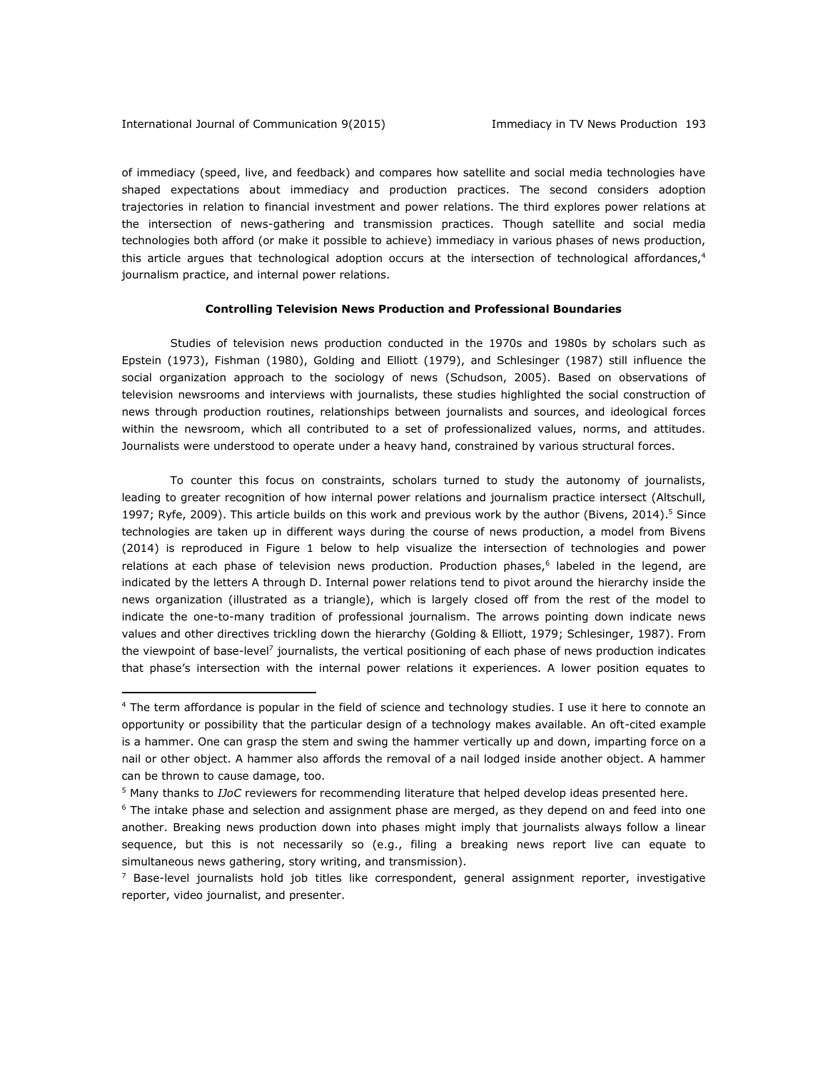of immediacy (speed, live, and feedback) and compares how satellite and social media technologies have shaped expectations about immediacy and production practices. The second considers adoption trajectories in relation to financial investment and power relations. The third explores power relations at the intersection of news-gathering and transmission practices. Though satellite and social media technologies both afford (or make it possible to achieve) immediacy in various phases of news production, this article argues that technological adoption occurs at the intersection of technological affordances,[4] journalism practice, and internal power relations.

### Controlling Television News Production and Professional Boundaries

Studies of television news production conducted in the 1970s and 1980s by scholars such as Epstein (1973), Fishman (1980), Golding and Elliott (1979), and Schlesinger (1987) still influence the social organization approach to the sociology of news (Schudson, 2005). Based on observations of television newsrooms and interviews with journalists, these studies highlighted the social construction of news through production routines, relationships between journalists and sources, and ideological forces within the newsroom, which all contributed to a set of professionalized values, norms, and attitudes. Journalists were understood to operate under a heavy hand, constrained by various structural forces.

To counter this focus on constraints, scholars turned to study the autonomy of journalists, leading to greater recognition of how internal power relations and journalism practice intersect (Altschull, 1997; Ryfe, 2009). This article builds on this work and previous work by the author (Bivens, 2014).[5] Since technologies are taken up in different ways during the course of news production, a model from Bivens (2014) is reproduced in Figure 1 below to help visualize the intersection of technologies and power relations at each phase of television news production. Production phases,[6] labeled in the legend, are indicated by the letters A through D. Internal power relations tend to pivot around the hierarchy inside the news organization (illustrated as a triangle), which is largely closed off from the rest of the model to indicate the one-to-many tradition of professional journalism. The arrows pointing down indicate news values and other directives trickling down the hierarchy (Golding & Elliott, 1979; Schlesinger, 1987). From the viewpoint of base-level[7] journalists, the vertical positioning of each phase of news production indicates that phase's intersection with the internal power relations it experiences. A lower position equates to

---

[4] The term affordance is popular in the field of science and technology studies. I use it here to connote an opportunity or possibility that the particular design of a technology makes available. An oft-cited example is a hammer. One can grasp the stem and swing the hammer vertically up and down, imparting force on a nail or other object. A hammer also affords the removal of a nail lodged inside another object. A hammer can be thrown to cause damage, too.

[5] Many thanks to *IJoC* reviewers for recommending literature that helped develop ideas presented here.

[6] The intake phase and selection and assignment phase are merged, as they depend on and feed into one another. Breaking news production down into phases might imply that journalists always follow a linear sequence, but this is not necessarily so (e.g., filing a breaking news report live can equate to simultaneous news gathering, story writing, and transmission).

[7] Base-level journalists hold job titles like correspondent, general assignment reporter, investigative reporter, video journalist, and presenter.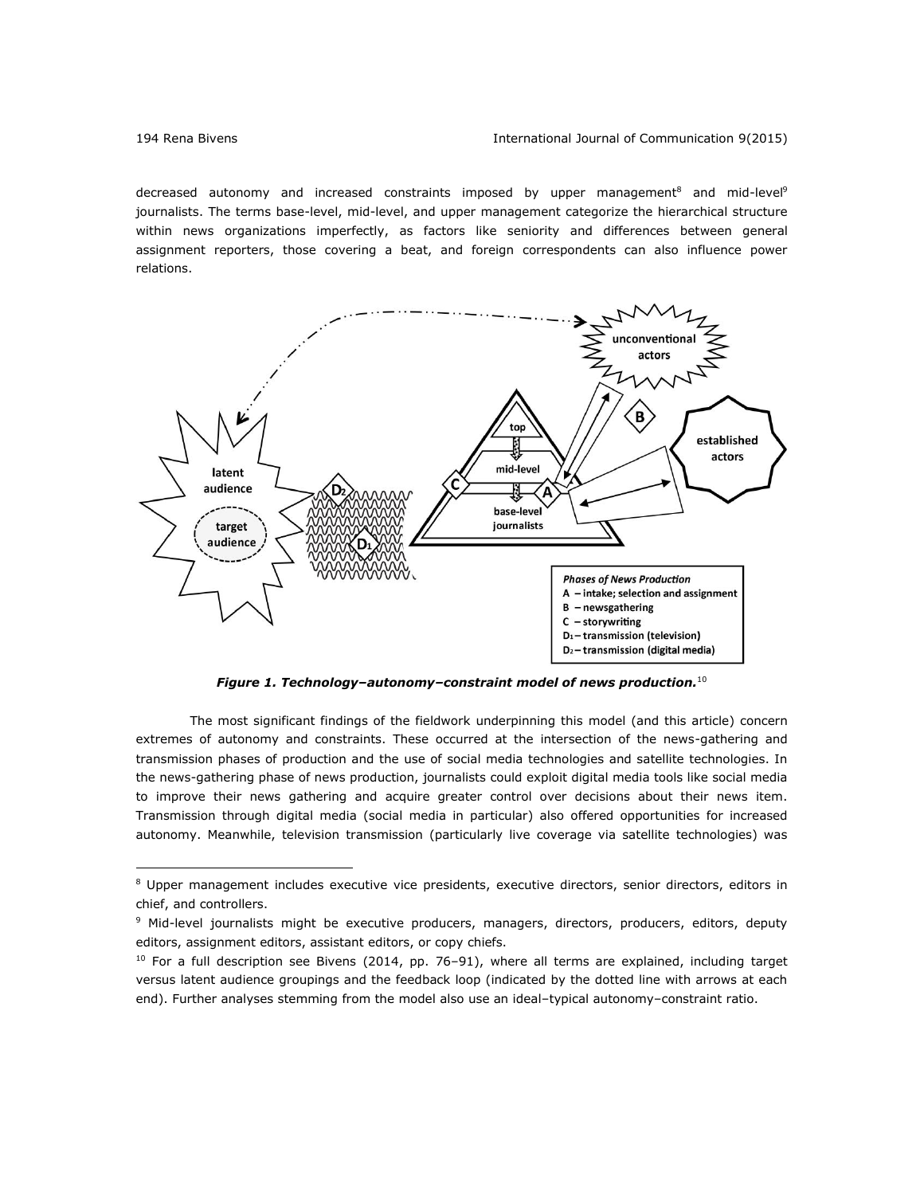decreased autonomy and increased constraints imposed by upper management[8] and mid-level[9] journalists. The terms base-level, mid-level, and upper management categorize the hierarchical structure within news organizations imperfectly, as factors like seniority and differences between general assignment reporters, those covering a beat, and foreign correspondents can also influence power relations.

***Figure 1. Technology–autonomy–constraint model of news production.***[10]

The most significant findings of the fieldwork underpinning this model (and this article) concern extremes of autonomy and constraints. These occurred at the intersection of the news-gathering and transmission phases of production and the use of social media technologies and satellite technologies. In the news-gathering phase of news production, journalists could exploit digital media tools like social media to improve their news gathering and acquire greater control over decisions about their news item. Transmission through digital media (social media in particular) also offered opportunities for increased autonomy. Meanwhile, television transmission (particularly live coverage via satellite technologies) was

---

[8] Upper management includes executive vice presidents, executive directors, senior directors, editors in chief, and controllers.

[9] Mid-level journalists might be executive producers, managers, directors, producers, editors, deputy editors, assignment editors, assistant editors, or copy chiefs.

[10] For a full description see Bivens (2014, pp. 76–91), where all terms are explained, including target versus latent audience groupings and the feedback loop (indicated by the dotted line with arrows at each end). Further analyses stemming from the model also use an ideal–typical autonomy–constraint ratio.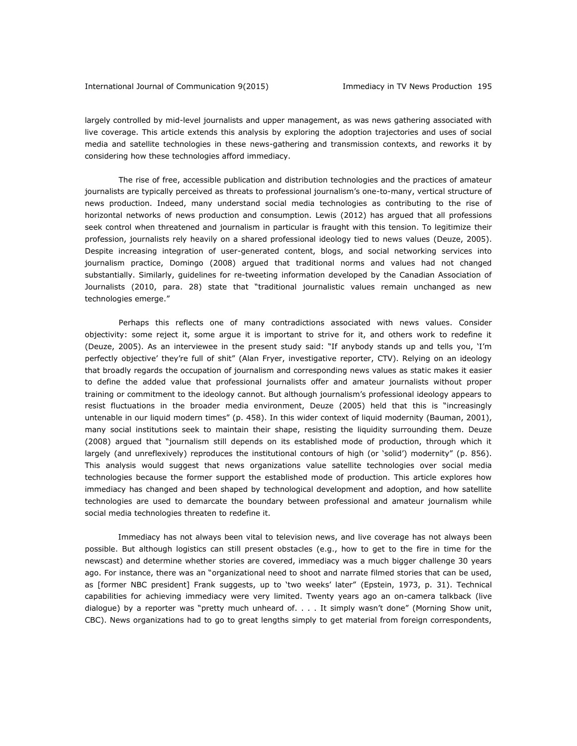largely controlled by mid-level journalists and upper management, as was news gathering associated with live coverage. This article extends this analysis by exploring the adoption trajectories and uses of social media and satellite technologies in these news-gathering and transmission contexts, and reworks it by considering how these technologies afford immediacy.

The rise of free, accessible publication and distribution technologies and the practices of amateur journalists are typically perceived as threats to professional journalism's one-to-many, vertical structure of news production. Indeed, many understand social media technologies as contributing to the rise of horizontal networks of news production and consumption. Lewis (2012) has argued that all professions seek control when threatened and journalism in particular is fraught with this tension. To legitimize their profession, journalists rely heavily on a shared professional ideology tied to news values (Deuze, 2005). Despite increasing integration of user-generated content, blogs, and social networking services into journalism practice, Domingo (2008) argued that traditional norms and values had not changed substantially. Similarly, guidelines for re-tweeting information developed by the Canadian Association of Journalists (2010, para. 28) state that "traditional journalistic values remain unchanged as new technologies emerge."

Perhaps this reflects one of many contradictions associated with news values. Consider objectivity: some reject it, some argue it is important to strive for it, and others work to redefine it (Deuze, 2005). As an interviewee in the present study said: "If anybody stands up and tells you, 'I'm perfectly objective' they're full of shit" (Alan Fryer, investigative reporter, CTV). Relying on an ideology that broadly regards the occupation of journalism and corresponding news values as static makes it easier to define the added value that professional journalists offer and amateur journalists without proper training or commitment to the ideology cannot. But although journalism's professional ideology appears to resist fluctuations in the broader media environment, Deuze (2005) held that this is "increasingly untenable in our liquid modern times" (p. 458). In this wider context of liquid modernity (Bauman, 2001), many social institutions seek to maintain their shape, resisting the liquidity surrounding them. Deuze (2008) argued that "journalism still depends on its established mode of production, through which it largely (and unreflexively) reproduces the institutional contours of high (or 'solid') modernity" (p. 856). This analysis would suggest that news organizations value satellite technologies over social media technologies because the former support the established mode of production. This article explores how immediacy has changed and been shaped by technological development and adoption, and how satellite technologies are used to demarcate the boundary between professional and amateur journalism while social media technologies threaten to redefine it.

Immediacy has not always been vital to television news, and live coverage has not always been possible. But although logistics can still present obstacles (e.g., how to get to the fire in time for the newscast) and determine whether stories are covered, immediacy was a much bigger challenge 30 years ago. For instance, there was an "organizational need to shoot and narrate filmed stories that can be used, as [former NBC president] Frank suggests, up to 'two weeks' later" (Epstein, 1973, p. 31). Technical capabilities for achieving immediacy were very limited. Twenty years ago an on-camera talkback (live dialogue) by a reporter was "pretty much unheard of. . . . It simply wasn't done" (Morning Show unit, CBC). News organizations had to go to great lengths simply to get material from foreign correspondents,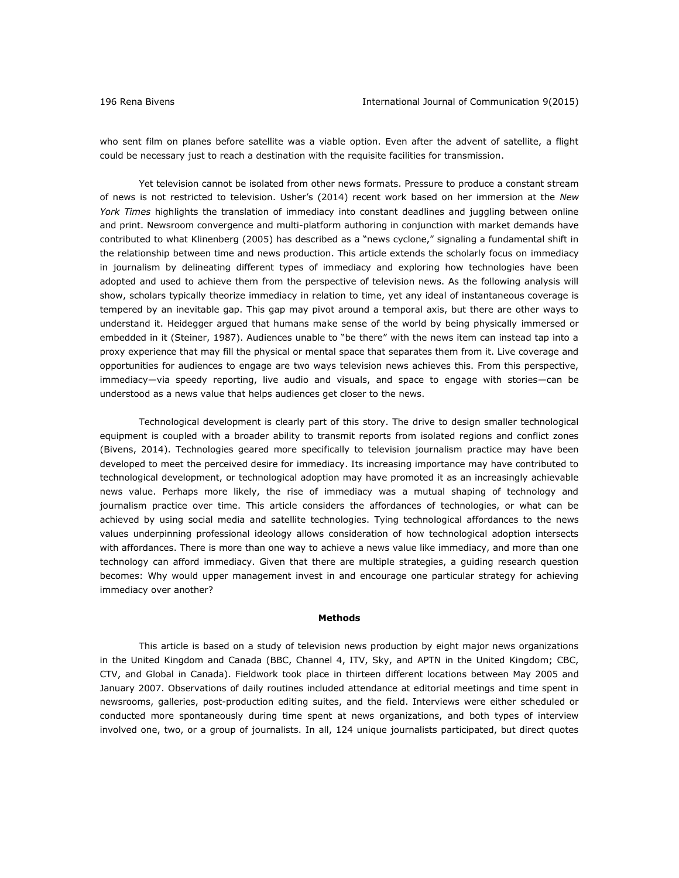who sent film on planes before satellite was a viable option. Even after the advent of satellite, a flight could be necessary just to reach a destination with the requisite facilities for transmission.

Yet television cannot be isolated from other news formats. Pressure to produce a constant stream of news is not restricted to television. Usher's (2014) recent work based on her immersion at the *New York Times* highlights the translation of immediacy into constant deadlines and juggling between online and print. Newsroom convergence and multi-platform authoring in conjunction with market demands have contributed to what Klinenberg (2005) has described as a "news cyclone," signaling a fundamental shift in the relationship between time and news production. This article extends the scholarly focus on immediacy in journalism by delineating different types of immediacy and exploring how technologies have been adopted and used to achieve them from the perspective of television news. As the following analysis will show, scholars typically theorize immediacy in relation to time, yet any ideal of instantaneous coverage is tempered by an inevitable gap. This gap may pivot around a temporal axis, but there are other ways to understand it. Heidegger argued that humans make sense of the world by being physically immersed or embedded in it (Steiner, 1987). Audiences unable to "be there" with the news item can instead tap into a proxy experience that may fill the physical or mental space that separates them from it. Live coverage and opportunities for audiences to engage are two ways television news achieves this. From this perspective, immediacy—via speedy reporting, live audio and visuals, and space to engage with stories—can be understood as a news value that helps audiences get closer to the news.

Technological development is clearly part of this story. The drive to design smaller technological equipment is coupled with a broader ability to transmit reports from isolated regions and conflict zones (Bivens, 2014). Technologies geared more specifically to television journalism practice may have been developed to meet the perceived desire for immediacy. Its increasing importance may have contributed to technological development, or technological adoption may have promoted it as an increasingly achievable news value. Perhaps more likely, the rise of immediacy was a mutual shaping of technology and journalism practice over time. This article considers the affordances of technologies, or what can be achieved by using social media and satellite technologies. Tying technological affordances to the news values underpinning professional ideology allows consideration of how technological adoption intersects with affordances. There is more than one way to achieve a news value like immediacy, and more than one technology can afford immediacy. Given that there are multiple strategies, a guiding research question becomes: Why would upper management invest in and encourage one particular strategy for achieving immediacy over another?

## Methods

This article is based on a study of television news production by eight major news organizations in the United Kingdom and Canada (BBC, Channel 4, ITV, Sky, and APTN in the United Kingdom; CBC, CTV, and Global in Canada). Fieldwork took place in thirteen different locations between May 2005 and January 2007. Observations of daily routines included attendance at editorial meetings and time spent in newsrooms, galleries, post-production editing suites, and the field. Interviews were either scheduled or conducted more spontaneously during time spent at news organizations, and both types of interview involved one, two, or a group of journalists. In all, 124 unique journalists participated, but direct quotes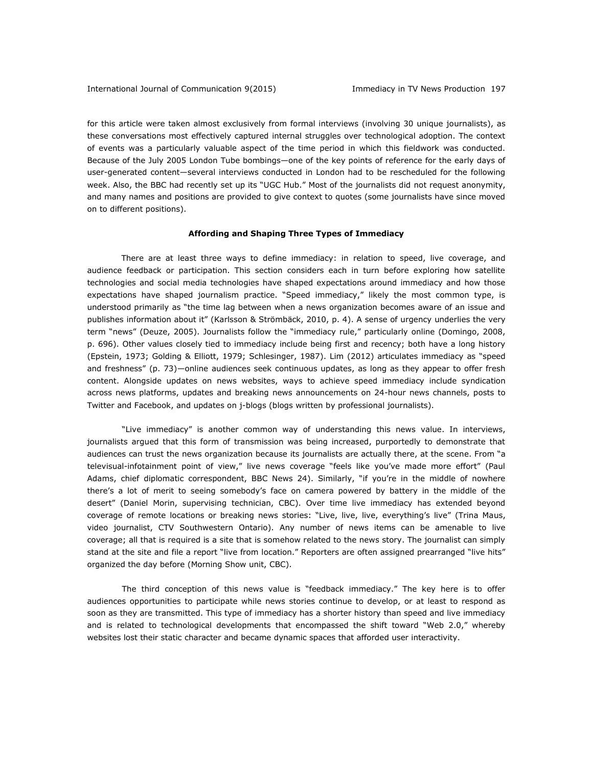for this article were taken almost exclusively from formal interviews (involving 30 unique journalists), as these conversations most effectively captured internal struggles over technological adoption. The context of events was a particularly valuable aspect of the time period in which this fieldwork was conducted. Because of the July 2005 London Tube bombings—one of the key points of reference for the early days of user-generated content—several interviews conducted in London had to be rescheduled for the following week. Also, the BBC had recently set up its "UGC Hub." Most of the journalists did not request anonymity, and many names and positions are provided to give context to quotes (some journalists have since moved on to different positions).

## Affording and Shaping Three Types of Immediacy

There are at least three ways to define immediacy: in relation to speed, live coverage, and audience feedback or participation. This section considers each in turn before exploring how satellite technologies and social media technologies have shaped expectations around immediacy and how those expectations have shaped journalism practice. "Speed immediacy," likely the most common type, is understood primarily as "the time lag between when a news organization becomes aware of an issue and publishes information about it" (Karlsson & Strömbäck, 2010, p. 4). A sense of urgency underlies the very term "news" (Deuze, 2005). Journalists follow the "immediacy rule," particularly online (Domingo, 2008, p. 696). Other values closely tied to immediacy include being first and recency; both have a long history (Epstein, 1973; Golding & Elliott, 1979; Schlesinger, 1987). Lim (2012) articulates immediacy as "speed and freshness" (p. 73)—online audiences seek continuous updates, as long as they appear to offer fresh content. Alongside updates on news websites, ways to achieve speed immediacy include syndication across news platforms, updates and breaking news announcements on 24-hour news channels, posts to Twitter and Facebook, and updates on j-blogs (blogs written by professional journalists).

"Live immediacy" is another common way of understanding this news value. In interviews, journalists argued that this form of transmission was being increased, purportedly to demonstrate that audiences can trust the news organization because its journalists are actually there, at the scene. From "a televisual-infotainment point of view," live news coverage "feels like you've made more effort" (Paul Adams, chief diplomatic correspondent, BBC News 24). Similarly, "if you're in the middle of nowhere there's a lot of merit to seeing somebody's face on camera powered by battery in the middle of the desert" (Daniel Morin, supervising technician, CBC). Over time live immediacy has extended beyond coverage of remote locations or breaking news stories: "Live, live, live, everything's live" (Trina Maus, video journalist, CTV Southwestern Ontario). Any number of news items can be amenable to live coverage; all that is required is a site that is somehow related to the news story. The journalist can simply stand at the site and file a report "live from location." Reporters are often assigned prearranged "live hits" organized the day before (Morning Show unit, CBC).

The third conception of this news value is "feedback immediacy." The key here is to offer audiences opportunities to participate while news stories continue to develop, or at least to respond as soon as they are transmitted. This type of immediacy has a shorter history than speed and live immediacy and is related to technological developments that encompassed the shift toward "Web 2.0," whereby websites lost their static character and became dynamic spaces that afforded user interactivity.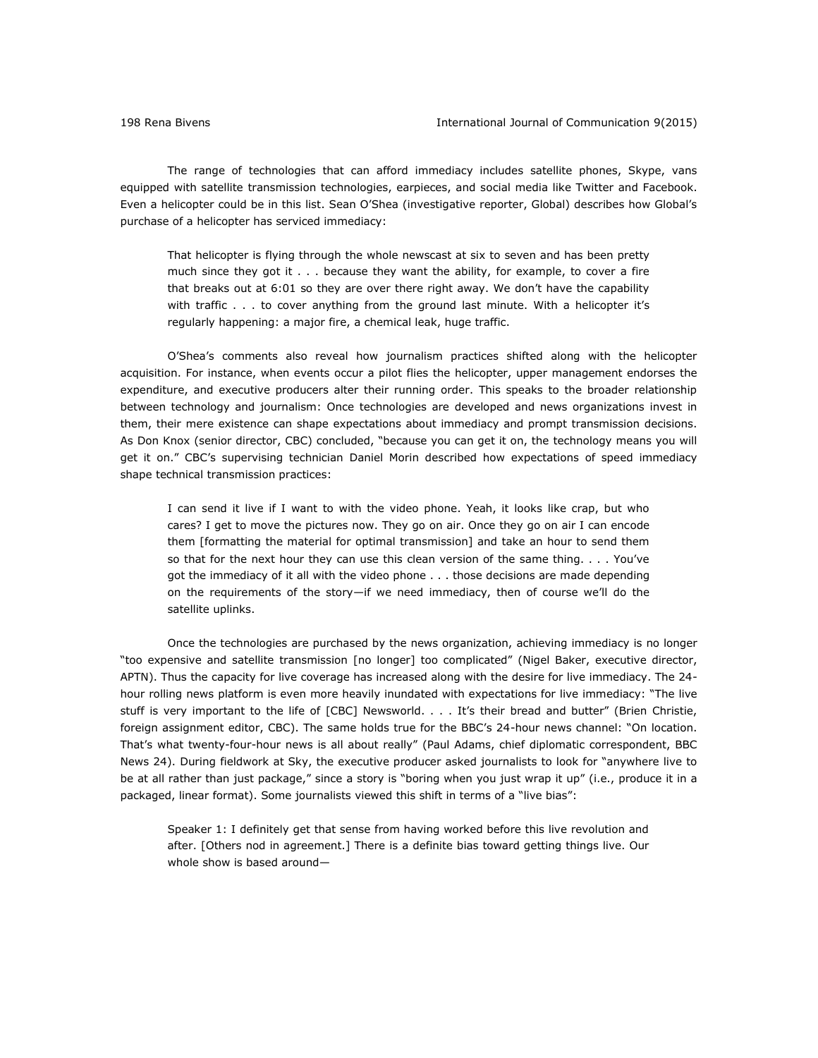The range of technologies that can afford immediacy includes satellite phones, Skype, vans equipped with satellite transmission technologies, earpieces, and social media like Twitter and Facebook. Even a helicopter could be in this list. Sean O'Shea (investigative reporter, Global) describes how Global's purchase of a helicopter has serviced immediacy:

> That helicopter is flying through the whole newscast at six to seven and has been pretty much since they got it . . . because they want the ability, for example, to cover a fire that breaks out at 6:01 so they are over there right away. We don't have the capability with traffic . . . to cover anything from the ground last minute. With a helicopter it's regularly happening: a major fire, a chemical leak, huge traffic.

O'Shea's comments also reveal how journalism practices shifted along with the helicopter acquisition. For instance, when events occur a pilot flies the helicopter, upper management endorses the expenditure, and executive producers alter their running order. This speaks to the broader relationship between technology and journalism: Once technologies are developed and news organizations invest in them, their mere existence can shape expectations about immediacy and prompt transmission decisions. As Don Knox (senior director, CBC) concluded, "because you can get it on, the technology means you will get it on." CBC's supervising technician Daniel Morin described how expectations of speed immediacy shape technical transmission practices:

> I can send it live if I want to with the video phone. Yeah, it looks like crap, but who cares? I get to move the pictures now. They go on air. Once they go on air I can encode them [formatting the material for optimal transmission] and take an hour to send them so that for the next hour they can use this clean version of the same thing. . . . You've got the immediacy of it all with the video phone . . . those decisions are made depending on the requirements of the story—if we need immediacy, then of course we'll do the satellite uplinks.

Once the technologies are purchased by the news organization, achieving immediacy is no longer "too expensive and satellite transmission [no longer] too complicated" (Nigel Baker, executive director, APTN). Thus the capacity for live coverage has increased along with the desire for live immediacy. The 24-hour rolling news platform is even more heavily inundated with expectations for live immediacy: "The live stuff is very important to the life of [CBC] Newsworld. . . . It's their bread and butter" (Brien Christie, foreign assignment editor, CBC). The same holds true for the BBC's 24-hour news channel: "On location. That's what twenty-four-hour news is all about really" (Paul Adams, chief diplomatic correspondent, BBC News 24). During fieldwork at Sky, the executive producer asked journalists to look for "anywhere live to be at all rather than just package," since a story is "boring when you just wrap it up" (i.e., produce it in a packaged, linear format). Some journalists viewed this shift in terms of a "live bias":

> Speaker 1: I definitely get that sense from having worked before this live revolution and after. [Others nod in agreement.] There is a definite bias toward getting things live. Our whole show is based around—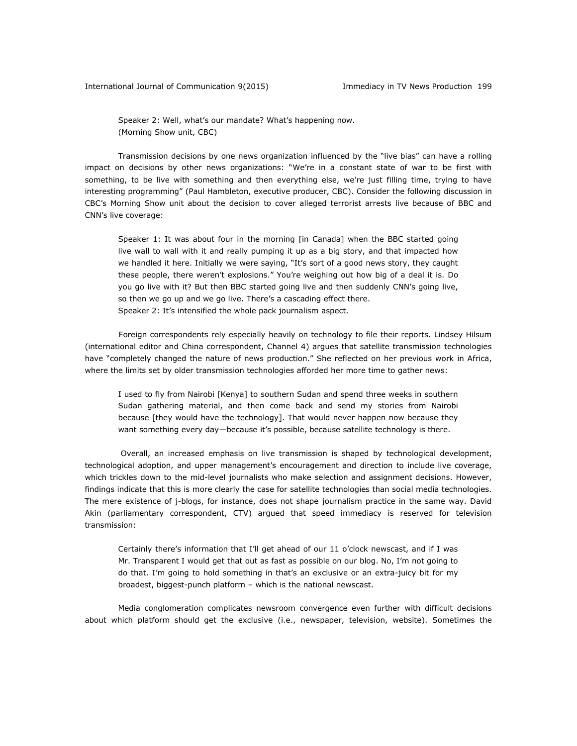Speaker 2: Well, what's our mandate? What's happening now.
(Morning Show unit, CBC)

Transmission decisions by one news organization influenced by the "live bias" can have a rolling impact on decisions by other news organizations: "We're in a constant state of war to be first with something, to be live with something and then everything else, we're just filling time, trying to have interesting programming" (Paul Hambleton, executive producer, CBC). Consider the following discussion in CBC's Morning Show unit about the decision to cover alleged terrorist arrests live because of BBC and CNN's live coverage:

> Speaker 1: It was about four in the morning [in Canada] when the BBC started going live wall to wall with it and really pumping it up as a big story, and that impacted how we handled it here. Initially we were saying, "It's sort of a good news story, they caught these people, there weren't explosions." You're weighing out how big of a deal it is. Do you go live with it? But then BBC started going live and then suddenly CNN's going live, so then we go up and we go live. There's a cascading effect there.
> Speaker 2: It's intensified the whole pack journalism aspect.

Foreign correspondents rely especially heavily on technology to file their reports. Lindsey Hilsum (international editor and China correspondent, Channel 4) argues that satellite transmission technologies have "completely changed the nature of news production." She reflected on her previous work in Africa, where the limits set by older transmission technologies afforded her more time to gather news:

> I used to fly from Nairobi [Kenya] to southern Sudan and spend three weeks in southern Sudan gathering material, and then come back and send my stories from Nairobi because [they would have the technology]. That would never happen now because they want something every day—because it's possible, because satellite technology is there.

Overall, an increased emphasis on live transmission is shaped by technological development, technological adoption, and upper management's encouragement and direction to include live coverage, which trickles down to the mid-level journalists who make selection and assignment decisions. However, findings indicate that this is more clearly the case for satellite technologies than social media technologies. The mere existence of j-blogs, for instance, does not shape journalism practice in the same way. David Akin (parliamentary correspondent, CTV) argued that speed immediacy is reserved for television transmission:

> Certainly there's information that I'll get ahead of our 11 o'clock newscast, and if I was Mr. Transparent I would get that out as fast as possible on our blog. No, I'm not going to do that. I'm going to hold something in that's an exclusive or an extra-juicy bit for my broadest, biggest-punch platform – which is the national newscast.

Media conglomeration complicates newsroom convergence even further with difficult decisions about which platform should get the exclusive (i.e., newspaper, television, website). Sometimes the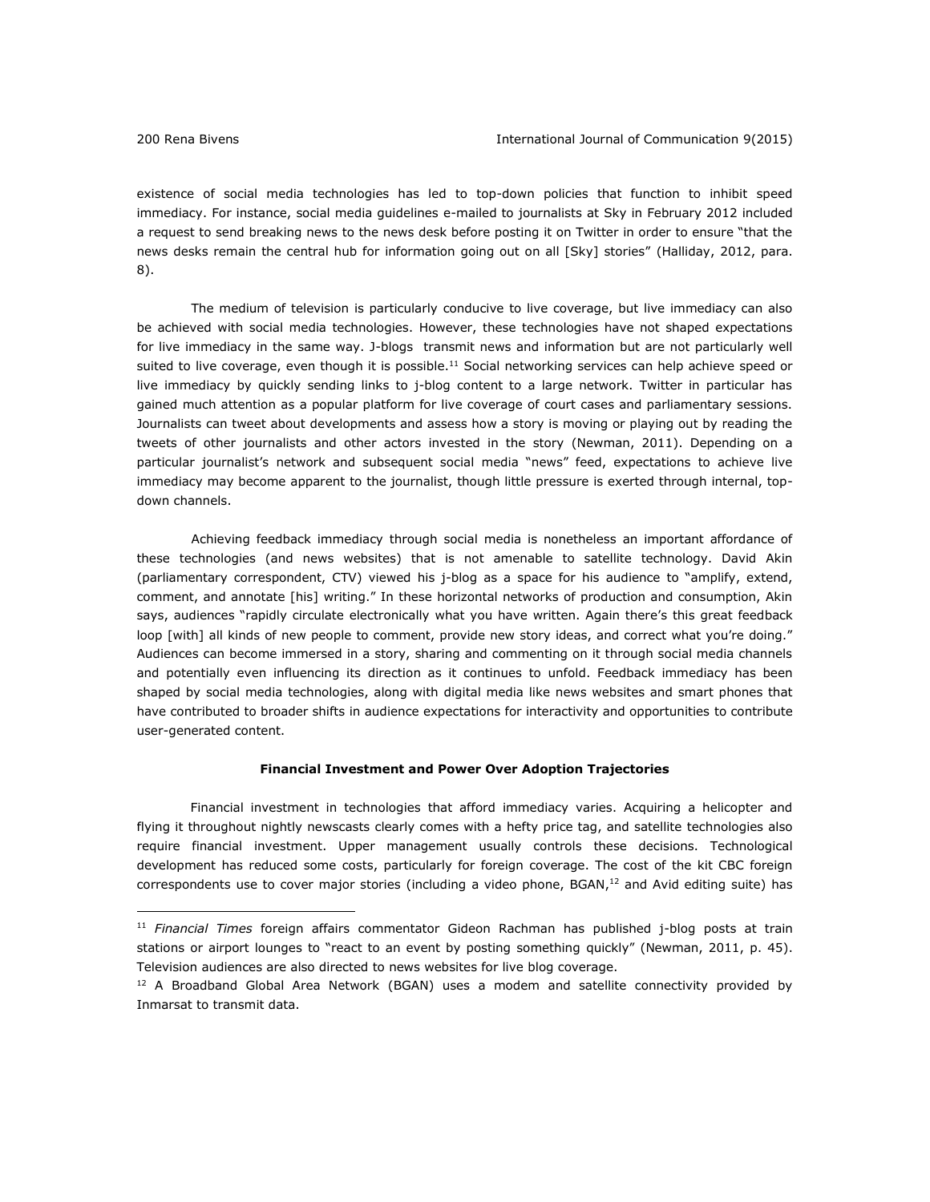existence of social media technologies has led to top-down policies that function to inhibit speed immediacy. For instance, social media guidelines e-mailed to journalists at Sky in February 2012 included a request to send breaking news to the news desk before posting it on Twitter in order to ensure "that the news desks remain the central hub for information going out on all [Sky] stories" (Halliday, 2012, para. 8).

The medium of television is particularly conducive to live coverage, but live immediacy can also be achieved with social media technologies. However, these technologies have not shaped expectations for live immediacy in the same way. J-blogs transmit news and information but are not particularly well suited to live coverage, even though it is possible.[11] Social networking services can help achieve speed or live immediacy by quickly sending links to j-blog content to a large network. Twitter in particular has gained much attention as a popular platform for live coverage of court cases and parliamentary sessions. Journalists can tweet about developments and assess how a story is moving or playing out by reading the tweets of other journalists and other actors invested in the story (Newman, 2011). Depending on a particular journalist's network and subsequent social media "news" feed, expectations to achieve live immediacy may become apparent to the journalist, though little pressure is exerted through internal, top-down channels.

Achieving feedback immediacy through social media is nonetheless an important affordance of these technologies (and news websites) that is not amenable to satellite technology. David Akin (parliamentary correspondent, CTV) viewed his j-blog as a space for his audience to "amplify, extend, comment, and annotate [his] writing." In these horizontal networks of production and consumption, Akin says, audiences "rapidly circulate electronically what you have written. Again there's this great feedback loop [with] all kinds of new people to comment, provide new story ideas, and correct what you're doing." Audiences can become immersed in a story, sharing and commenting on it through social media channels and potentially even influencing its direction as it continues to unfold. Feedback immediacy has been shaped by social media technologies, along with digital media like news websites and smart phones that have contributed to broader shifts in audience expectations for interactivity and opportunities to contribute user-generated content.

### Financial Investment and Power Over Adoption Trajectories

Financial investment in technologies that afford immediacy varies. Acquiring a helicopter and flying it throughout nightly newscasts clearly comes with a hefty price tag, and satellite technologies also require financial investment. Upper management usually controls these decisions. Technological development has reduced some costs, particularly for foreign coverage. The cost of the kit CBC foreign correspondents use to cover major stories (including a video phone, BGAN,[12] and Avid editing suite) has

---

[11] *Financial Times* foreign affairs commentator Gideon Rachman has published j-blog posts at train stations or airport lounges to "react to an event by posting something quickly" (Newman, 2011, p. 45). Television audiences are also directed to news websites for live blog coverage.

[12] A Broadband Global Area Network (BGAN) uses a modem and satellite connectivity provided by Inmarsat to transmit data.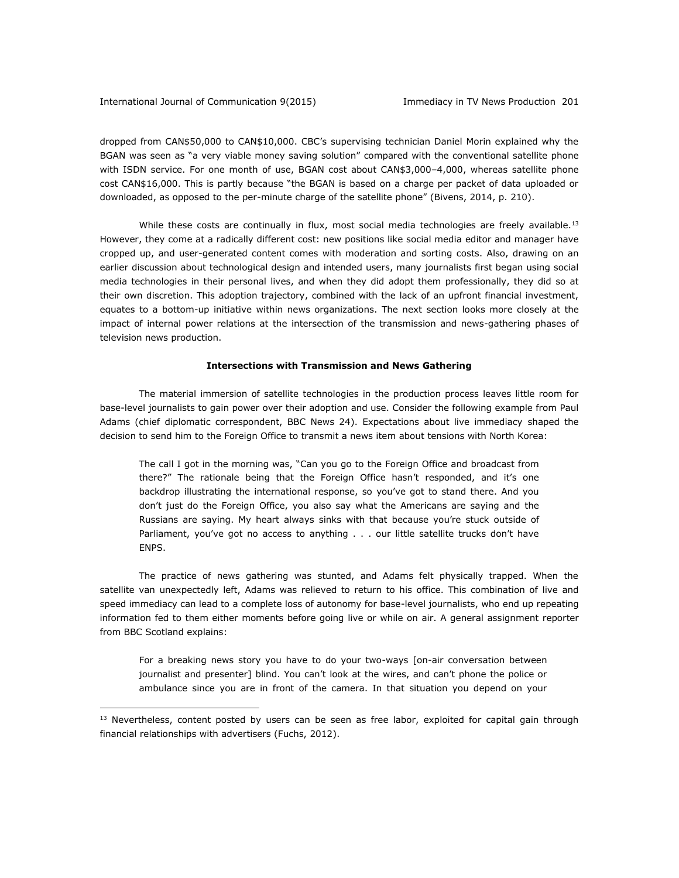dropped from CAN$50,000 to CAN$10,000. CBC's supervising technician Daniel Morin explained why the BGAN was seen as "a very viable money saving solution" compared with the conventional satellite phone with ISDN service. For one month of use, BGAN cost about CAN$3,000–4,000, whereas satellite phone cost CAN$16,000. This is partly because "the BGAN is based on a charge per packet of data uploaded or downloaded, as opposed to the per-minute charge of the satellite phone" (Bivens, 2014, p. 210).

While these costs are continually in flux, most social media technologies are freely available.[13] However, they come at a radically different cost: new positions like social media editor and manager have cropped up, and user-generated content comes with moderation and sorting costs. Also, drawing on an earlier discussion about technological design and intended users, many journalists first began using social media technologies in their personal lives, and when they did adopt them professionally, they did so at their own discretion. This adoption trajectory, combined with the lack of an upfront financial investment, equates to a bottom-up initiative within news organizations. The next section looks more closely at the impact of internal power relations at the intersection of the transmission and news-gathering phases of television news production.

### Intersections with Transmission and News Gathering

The material immersion of satellite technologies in the production process leaves little room for base-level journalists to gain power over their adoption and use. Consider the following example from Paul Adams (chief diplomatic correspondent, BBC News 24). Expectations about live immediacy shaped the decision to send him to the Foreign Office to transmit a news item about tensions with North Korea:

> The call I got in the morning was, "Can you go to the Foreign Office and broadcast from there?" The rationale being that the Foreign Office hasn't responded, and it's one backdrop illustrating the international response, so you've got to stand there. And you don't just do the Foreign Office, you also say what the Americans are saying and the Russians are saying. My heart always sinks with that because you're stuck outside of Parliament, you've got no access to anything . . . our little satellite trucks don't have ENPS.

The practice of news gathering was stunted, and Adams felt physically trapped. When the satellite van unexpectedly left, Adams was relieved to return to his office. This combination of live and speed immediacy can lead to a complete loss of autonomy for base-level journalists, who end up repeating information fed to them either moments before going live or while on air. A general assignment reporter from BBC Scotland explains:

> For a breaking news story you have to do your two-ways [on-air conversation between journalist and presenter] blind. You can't look at the wires, and can't phone the police or ambulance since you are in front of the camera. In that situation you depend on your

[13] Nevertheless, content posted by users can be seen as free labor, exploited for capital gain through financial relationships with advertisers (Fuchs, 2012).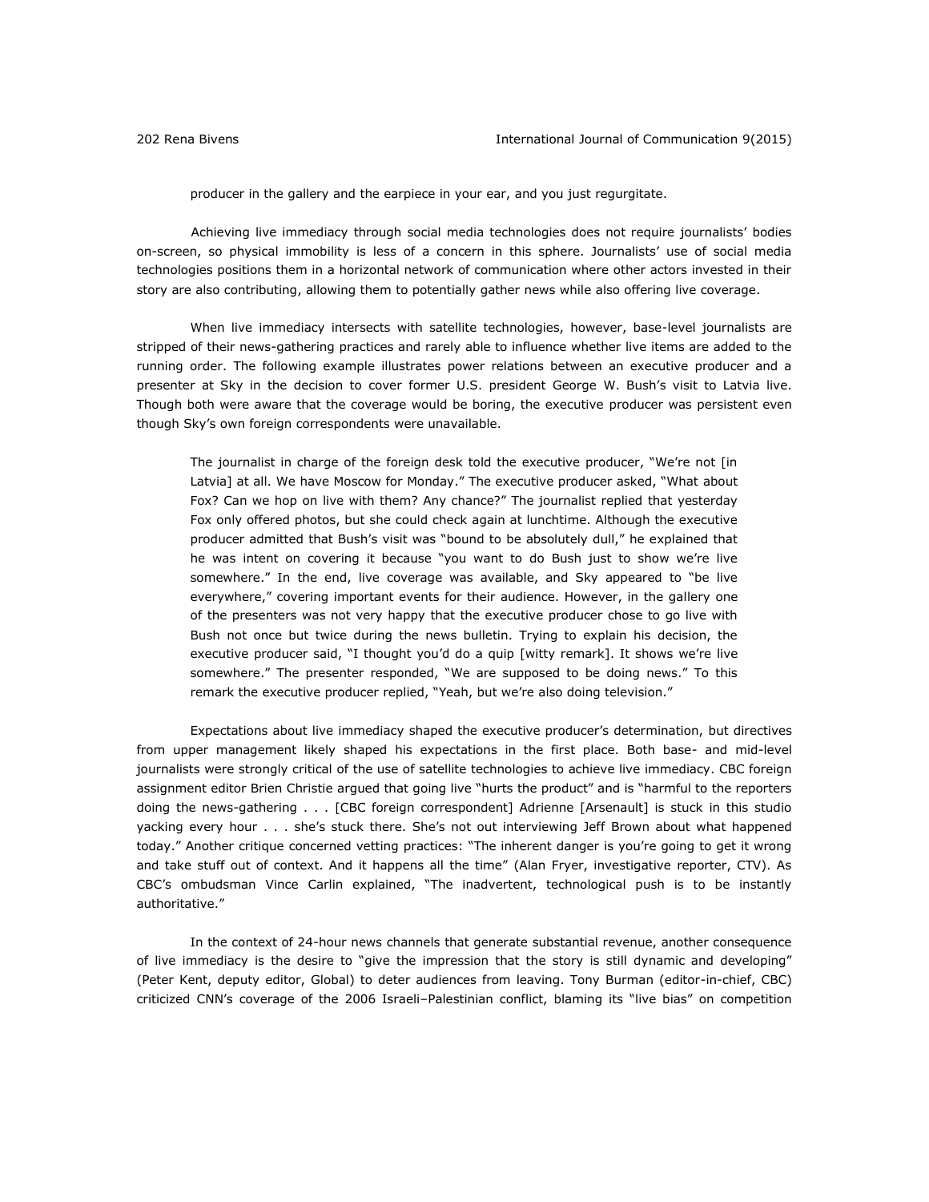producer in the gallery and the earpiece in your ear, and you just regurgitate.

Achieving live immediacy through social media technologies does not require journalists' bodies on-screen, so physical immobility is less of a concern in this sphere. Journalists' use of social media technologies positions them in a horizontal network of communication where other actors invested in their story are also contributing, allowing them to potentially gather news while also offering live coverage.

When live immediacy intersects with satellite technologies, however, base-level journalists are stripped of their news-gathering practices and rarely able to influence whether live items are added to the running order. The following example illustrates power relations between an executive producer and a presenter at Sky in the decision to cover former U.S. president George W. Bush's visit to Latvia live. Though both were aware that the coverage would be boring, the executive producer was persistent even though Sky's own foreign correspondents were unavailable.

> The journalist in charge of the foreign desk told the executive producer, "We're not [in Latvia] at all. We have Moscow for Monday." The executive producer asked, "What about Fox? Can we hop on live with them? Any chance?" The journalist replied that yesterday Fox only offered photos, but she could check again at lunchtime. Although the executive producer admitted that Bush's visit was "bound to be absolutely dull," he explained that he was intent on covering it because "you want to do Bush just to show we're live somewhere." In the end, live coverage was available, and Sky appeared to "be live everywhere," covering important events for their audience. However, in the gallery one of the presenters was not very happy that the executive producer chose to go live with Bush not once but twice during the news bulletin. Trying to explain his decision, the executive producer said, "I thought you'd do a quip [witty remark]. It shows we're live somewhere." The presenter responded, "We are supposed to be doing news." To this remark the executive producer replied, "Yeah, but we're also doing television."

Expectations about live immediacy shaped the executive producer's determination, but directives from upper management likely shaped his expectations in the first place. Both base- and mid-level journalists were strongly critical of the use of satellite technologies to achieve live immediacy. CBC foreign assignment editor Brien Christie argued that going live "hurts the product" and is "harmful to the reporters doing the news-gathering . . . [CBC foreign correspondent] Adrienne [Arsenault] is stuck in this studio yacking every hour . . . she's stuck there. She's not out interviewing Jeff Brown about what happened today." Another critique concerned vetting practices: "The inherent danger is you're going to get it wrong and take stuff out of context. And it happens all the time" (Alan Fryer, investigative reporter, CTV). As CBC's ombudsman Vince Carlin explained, "The inadvertent, technological push is to be instantly authoritative."

In the context of 24-hour news channels that generate substantial revenue, another consequence of live immediacy is the desire to "give the impression that the story is still dynamic and developing" (Peter Kent, deputy editor, Global) to deter audiences from leaving. Tony Burman (editor-in-chief, CBC) criticized CNN's coverage of the 2006 Israeli–Palestinian conflict, blaming its "live bias" on competition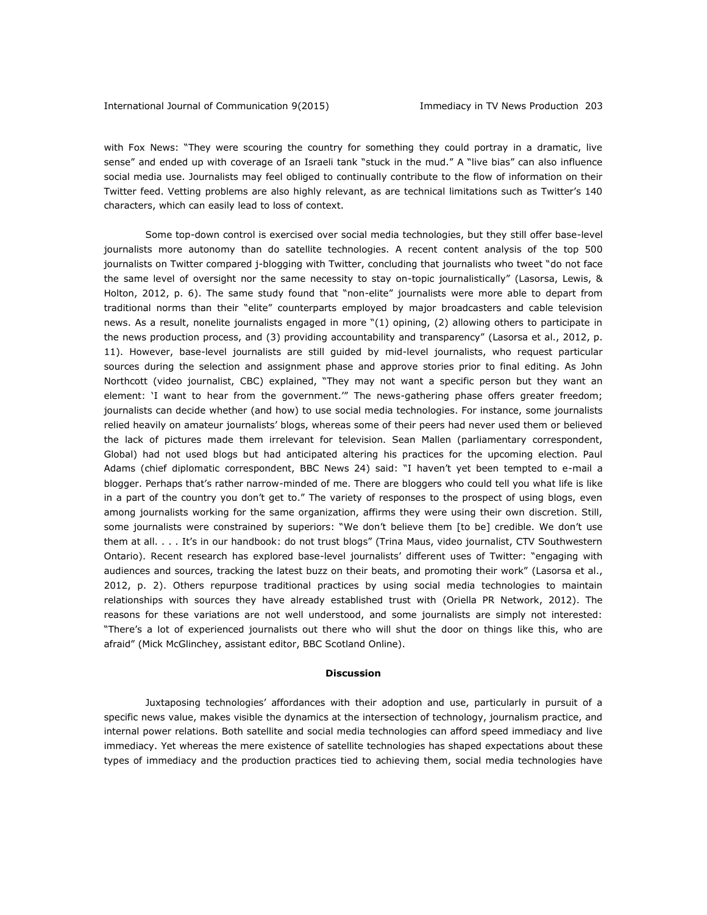with Fox News: "They were scouring the country for something they could portray in a dramatic, live sense" and ended up with coverage of an Israeli tank "stuck in the mud." A "live bias" can also influence social media use. Journalists may feel obliged to continually contribute to the flow of information on their Twitter feed. Vetting problems are also highly relevant, as are technical limitations such as Twitter's 140 characters, which can easily lead to loss of context.

Some top-down control is exercised over social media technologies, but they still offer base-level journalists more autonomy than do satellite technologies. A recent content analysis of the top 500 journalists on Twitter compared j-blogging with Twitter, concluding that journalists who tweet "do not face the same level of oversight nor the same necessity to stay on-topic journalistically" (Lasorsa, Lewis, & Holton, 2012, p. 6). The same study found that "non-elite" journalists were more able to depart from traditional norms than their "elite" counterparts employed by major broadcasters and cable television news. As a result, nonelite journalists engaged in more "(1) opining, (2) allowing others to participate in the news production process, and (3) providing accountability and transparency" (Lasorsa et al., 2012, p. 11). However, base-level journalists are still guided by mid-level journalists, who request particular sources during the selection and assignment phase and approve stories prior to final editing. As John Northcott (video journalist, CBC) explained, "They may not want a specific person but they want an element: 'I want to hear from the government.'" The news-gathering phase offers greater freedom; journalists can decide whether (and how) to use social media technologies. For instance, some journalists relied heavily on amateur journalists' blogs, whereas some of their peers had never used them or believed the lack of pictures made them irrelevant for television. Sean Mallen (parliamentary correspondent, Global) had not used blogs but had anticipated altering his practices for the upcoming election. Paul Adams (chief diplomatic correspondent, BBC News 24) said: "I haven't yet been tempted to e-mail a blogger. Perhaps that's rather narrow-minded of me. There are bloggers who could tell you what life is like in a part of the country you don't get to." The variety of responses to the prospect of using blogs, even among journalists working for the same organization, affirms they were using their own discretion. Still, some journalists were constrained by superiors: "We don't believe them [to be] credible. We don't use them at all. . . . It's in our handbook: do not trust blogs" (Trina Maus, video journalist, CTV Southwestern Ontario). Recent research has explored base-level journalists' different uses of Twitter: "engaging with audiences and sources, tracking the latest buzz on their beats, and promoting their work" (Lasorsa et al., 2012, p. 2). Others repurpose traditional practices by using social media technologies to maintain relationships with sources they have already established trust with (Oriella PR Network, 2012). The reasons for these variations are not well understood, and some journalists are simply not interested: "There's a lot of experienced journalists out there who will shut the door on things like this, who are afraid" (Mick McGlinchey, assistant editor, BBC Scotland Online).

## Discussion

Juxtaposing technologies' affordances with their adoption and use, particularly in pursuit of a specific news value, makes visible the dynamics at the intersection of technology, journalism practice, and internal power relations. Both satellite and social media technologies can afford speed immediacy and live immediacy. Yet whereas the mere existence of satellite technologies has shaped expectations about these types of immediacy and the production practices tied to achieving them, social media technologies have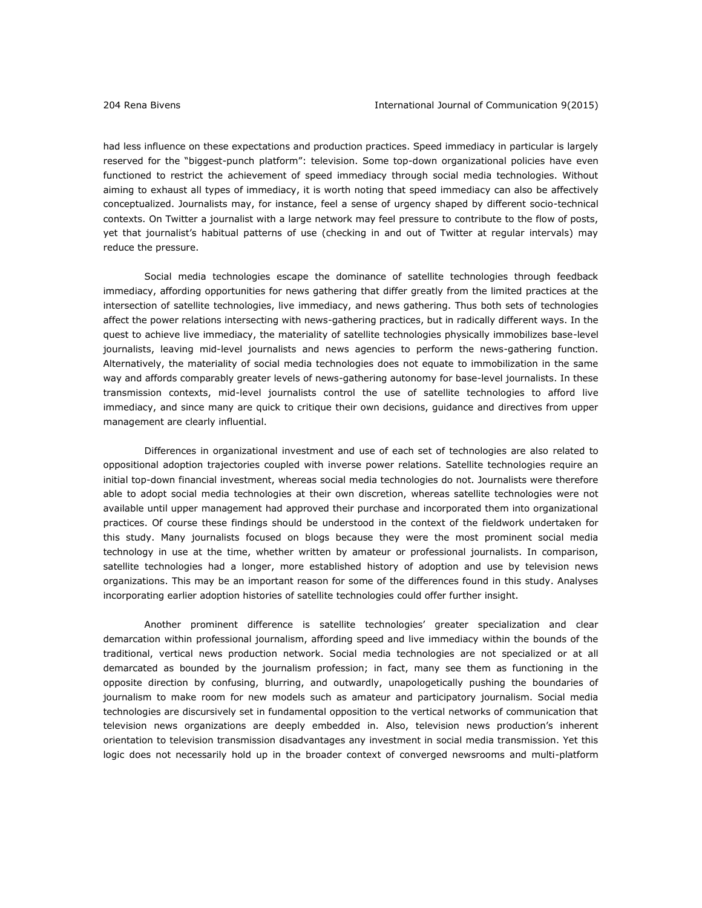had less influence on these expectations and production practices. Speed immediacy in particular is largely reserved for the "biggest-punch platform": television. Some top-down organizational policies have even functioned to restrict the achievement of speed immediacy through social media technologies. Without aiming to exhaust all types of immediacy, it is worth noting that speed immediacy can also be affectively conceptualized. Journalists may, for instance, feel a sense of urgency shaped by different socio-technical contexts. On Twitter a journalist with a large network may feel pressure to contribute to the flow of posts, yet that journalist's habitual patterns of use (checking in and out of Twitter at regular intervals) may reduce the pressure.

Social media technologies escape the dominance of satellite technologies through feedback immediacy, affording opportunities for news gathering that differ greatly from the limited practices at the intersection of satellite technologies, live immediacy, and news gathering. Thus both sets of technologies affect the power relations intersecting with news-gathering practices, but in radically different ways. In the quest to achieve live immediacy, the materiality of satellite technologies physically immobilizes base-level journalists, leaving mid-level journalists and news agencies to perform the news-gathering function. Alternatively, the materiality of social media technologies does not equate to immobilization in the same way and affords comparably greater levels of news-gathering autonomy for base-level journalists. In these transmission contexts, mid-level journalists control the use of satellite technologies to afford live immediacy, and since many are quick to critique their own decisions, guidance and directives from upper management are clearly influential.

Differences in organizational investment and use of each set of technologies are also related to oppositional adoption trajectories coupled with inverse power relations. Satellite technologies require an initial top-down financial investment, whereas social media technologies do not. Journalists were therefore able to adopt social media technologies at their own discretion, whereas satellite technologies were not available until upper management had approved their purchase and incorporated them into organizational practices. Of course these findings should be understood in the context of the fieldwork undertaken for this study. Many journalists focused on blogs because they were the most prominent social media technology in use at the time, whether written by amateur or professional journalists. In comparison, satellite technologies had a longer, more established history of adoption and use by television news organizations. This may be an important reason for some of the differences found in this study. Analyses incorporating earlier adoption histories of satellite technologies could offer further insight.

Another prominent difference is satellite technologies' greater specialization and clear demarcation within professional journalism, affording speed and live immediacy within the bounds of the traditional, vertical news production network. Social media technologies are not specialized or at all demarcated as bounded by the journalism profession; in fact, many see them as functioning in the opposite direction by confusing, blurring, and outwardly, unapologetically pushing the boundaries of journalism to make room for new models such as amateur and participatory journalism. Social media technologies are discursively set in fundamental opposition to the vertical networks of communication that television news organizations are deeply embedded in. Also, television news production's inherent orientation to television transmission disadvantages any investment in social media transmission. Yet this logic does not necessarily hold up in the broader context of converged newsrooms and multi-platform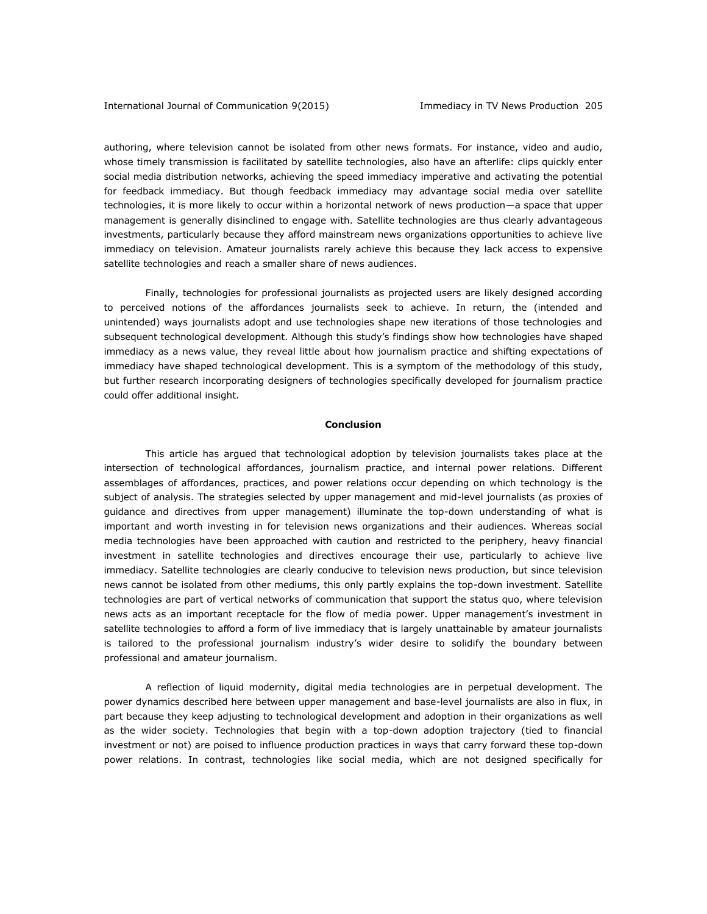authoring, where television cannot be isolated from other news formats. For instance, video and audio, whose timely transmission is facilitated by satellite technologies, also have an afterlife: clips quickly enter social media distribution networks, achieving the speed immediacy imperative and activating the potential for feedback immediacy. But though feedback immediacy may advantage social media over satellite technologies, it is more likely to occur within a horizontal network of news production—a space that upper management is generally disinclined to engage with. Satellite technologies are thus clearly advantageous investments, particularly because they afford mainstream news organizations opportunities to achieve live immediacy on television. Amateur journalists rarely achieve this because they lack access to expensive satellite technologies and reach a smaller share of news audiences.

Finally, technologies for professional journalists as projected users are likely designed according to perceived notions of the affordances journalists seek to achieve. In return, the (intended and unintended) ways journalists adopt and use technologies shape new iterations of those technologies and subsequent technological development. Although this study's findings show how technologies have shaped immediacy as a news value, they reveal little about how journalism practice and shifting expectations of immediacy have shaped technological development. This is a symptom of the methodology of this study, but further research incorporating designers of technologies specifically developed for journalism practice could offer additional insight.

## Conclusion

This article has argued that technological adoption by television journalists takes place at the intersection of technological affordances, journalism practice, and internal power relations. Different assemblages of affordances, practices, and power relations occur depending on which technology is the subject of analysis. The strategies selected by upper management and mid-level journalists (as proxies of guidance and directives from upper management) illuminate the top-down understanding of what is important and worth investing in for television news organizations and their audiences. Whereas social media technologies have been approached with caution and restricted to the periphery, heavy financial investment in satellite technologies and directives encourage their use, particularly to achieve live immediacy. Satellite technologies are clearly conducive to television news production, but since television news cannot be isolated from other mediums, this only partly explains the top-down investment. Satellite technologies are part of vertical networks of communication that support the status quo, where television news acts as an important receptacle for the flow of media power. Upper management's investment in satellite technologies to afford a form of live immediacy that is largely unattainable by amateur journalists is tailored to the professional journalism industry's wider desire to solidify the boundary between professional and amateur journalism.

A reflection of liquid modernity, digital media technologies are in perpetual development. The power dynamics described here between upper management and base-level journalists are also in flux, in part because they keep adjusting to technological development and adoption in their organizations as well as the wider society. Technologies that begin with a top-down adoption trajectory (tied to financial investment or not) are poised to influence production practices in ways that carry forward these top-down power relations. In contrast, technologies like social media, which are not designed specifically for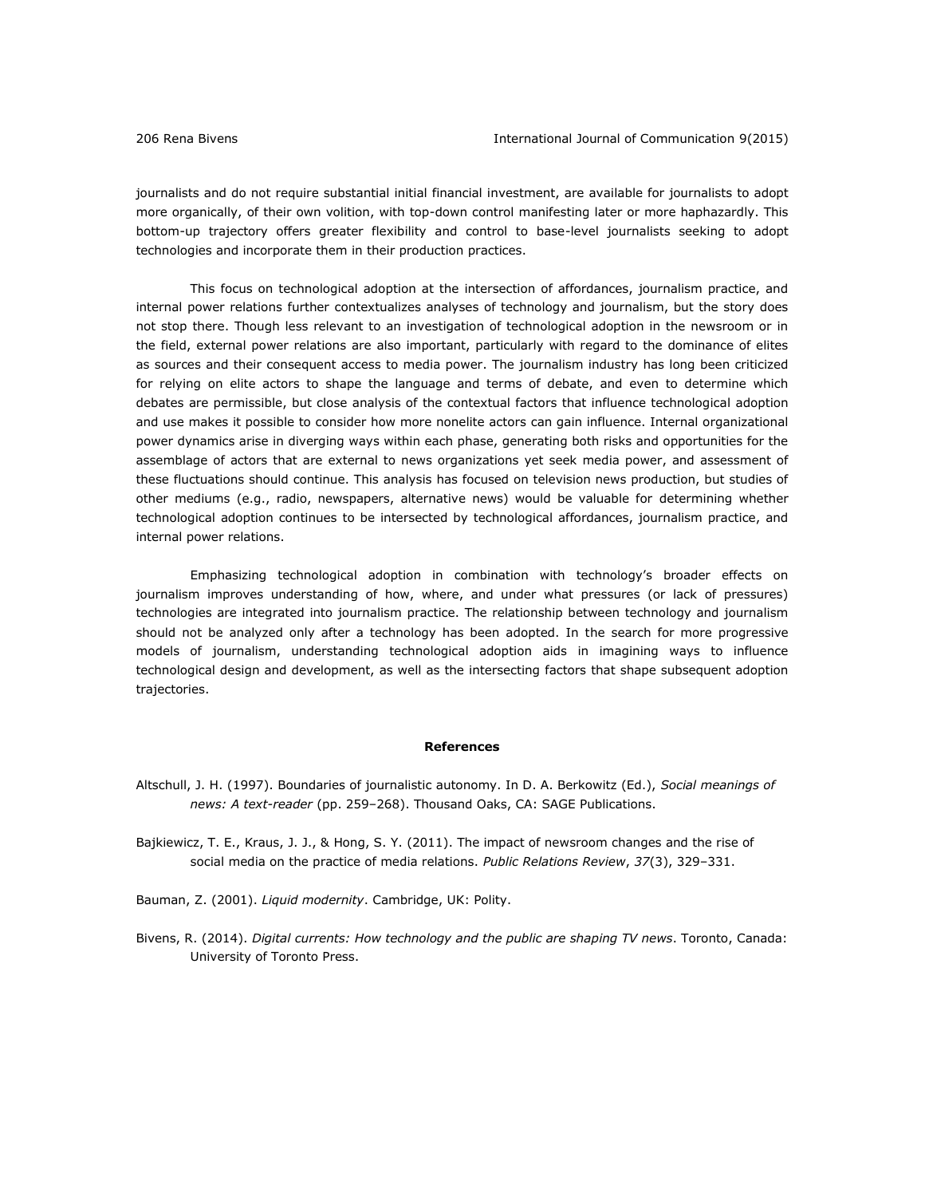journalists and do not require substantial initial financial investment, are available for journalists to adopt more organically, of their own volition, with top-down control manifesting later or more haphazardly. This bottom-up trajectory offers greater flexibility and control to base-level journalists seeking to adopt technologies and incorporate them in their production practices.

This focus on technological adoption at the intersection of affordances, journalism practice, and internal power relations further contextualizes analyses of technology and journalism, but the story does not stop there. Though less relevant to an investigation of technological adoption in the newsroom or in the field, external power relations are also important, particularly with regard to the dominance of elites as sources and their consequent access to media power. The journalism industry has long been criticized for relying on elite actors to shape the language and terms of debate, and even to determine which debates are permissible, but close analysis of the contextual factors that influence technological adoption and use makes it possible to consider how more nonelite actors can gain influence. Internal organizational power dynamics arise in diverging ways within each phase, generating both risks and opportunities for the assemblage of actors that are external to news organizations yet seek media power, and assessment of these fluctuations should continue. This analysis has focused on television news production, but studies of other mediums (e.g., radio, newspapers, alternative news) would be valuable for determining whether technological adoption continues to be intersected by technological affordances, journalism practice, and internal power relations.

Emphasizing technological adoption in combination with technology's broader effects on journalism improves understanding of how, where, and under what pressures (or lack of pressures) technologies are integrated into journalism practice. The relationship between technology and journalism should not be analyzed only after a technology has been adopted. In the search for more progressive models of journalism, understanding technological adoption aids in imagining ways to influence technological design and development, as well as the intersecting factors that shape subsequent adoption trajectories.

## References

Altschull, J. H. (1997). Boundaries of journalistic autonomy. In D. A. Berkowitz (Ed.), *Social meanings of news: A text-reader* (pp. 259–268). Thousand Oaks, CA: SAGE Publications.

Bajkiewicz, T. E., Kraus, J. J., & Hong, S. Y. (2011). The impact of newsroom changes and the rise of social media on the practice of media relations. *Public Relations Review*, *37*(3), 329–331.

Bauman, Z. (2001). *Liquid modernity*. Cambridge, UK: Polity.

Bivens, R. (2014). *Digital currents: How technology and the public are shaping TV news*. Toronto, Canada: University of Toronto Press.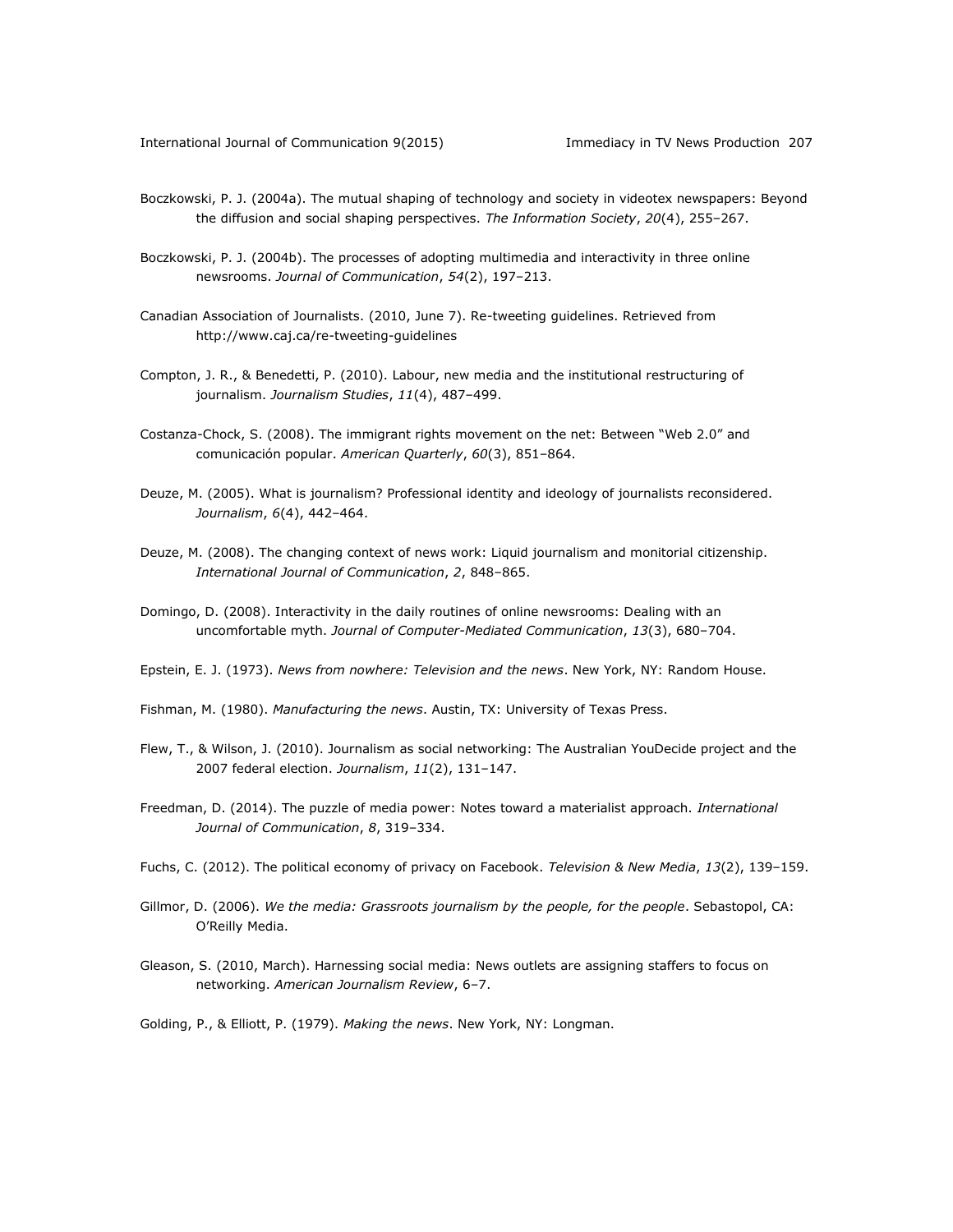Boczkowski, P. J. (2004a). The mutual shaping of technology and society in videotex newspapers: Beyond the diffusion and social shaping perspectives. *The Information Society*, *20*(4), 255–267.

Boczkowski, P. J. (2004b). The processes of adopting multimedia and interactivity in three online newsrooms. *Journal of Communication*, *54*(2), 197–213.

Canadian Association of Journalists. (2010, June 7). Re-tweeting guidelines. Retrieved from http://www.caj.ca/re-tweeting-guidelines

Compton, J. R., & Benedetti, P. (2010). Labour, new media and the institutional restructuring of journalism. *Journalism Studies*, *11*(4), 487–499.

Costanza-Chock, S. (2008). The immigrant rights movement on the net: Between "Web 2.0" and comunicación popular. *American Quarterly*, *60*(3), 851–864.

Deuze, M. (2005). What is journalism? Professional identity and ideology of journalists reconsidered. *Journalism*, *6*(4), 442–464.

Deuze, M. (2008). The changing context of news work: Liquid journalism and monitorial citizenship. *International Journal of Communication*, *2*, 848–865.

Domingo, D. (2008). Interactivity in the daily routines of online newsrooms: Dealing with an uncomfortable myth. *Journal of Computer-Mediated Communication*, *13*(3), 680–704.

Epstein, E. J. (1973). *News from nowhere: Television and the news*. New York, NY: Random House.

Fishman, M. (1980). *Manufacturing the news*. Austin, TX: University of Texas Press.

Flew, T., & Wilson, J. (2010). Journalism as social networking: The Australian YouDecide project and the 2007 federal election. *Journalism*, *11*(2), 131–147.

Freedman, D. (2014). The puzzle of media power: Notes toward a materialist approach. *International Journal of Communication*, *8*, 319–334.

Fuchs, C. (2012). The political economy of privacy on Facebook. *Television & New Media*, *13*(2), 139–159.

Gillmor, D. (2006). *We the media: Grassroots journalism by the people, for the people*. Sebastopol, CA: O'Reilly Media.

Gleason, S. (2010, March). Harnessing social media: News outlets are assigning staffers to focus on networking. *American Journalism Review*, 6–7.

Golding, P., & Elliott, P. (1979). *Making the news*. New York, NY: Longman.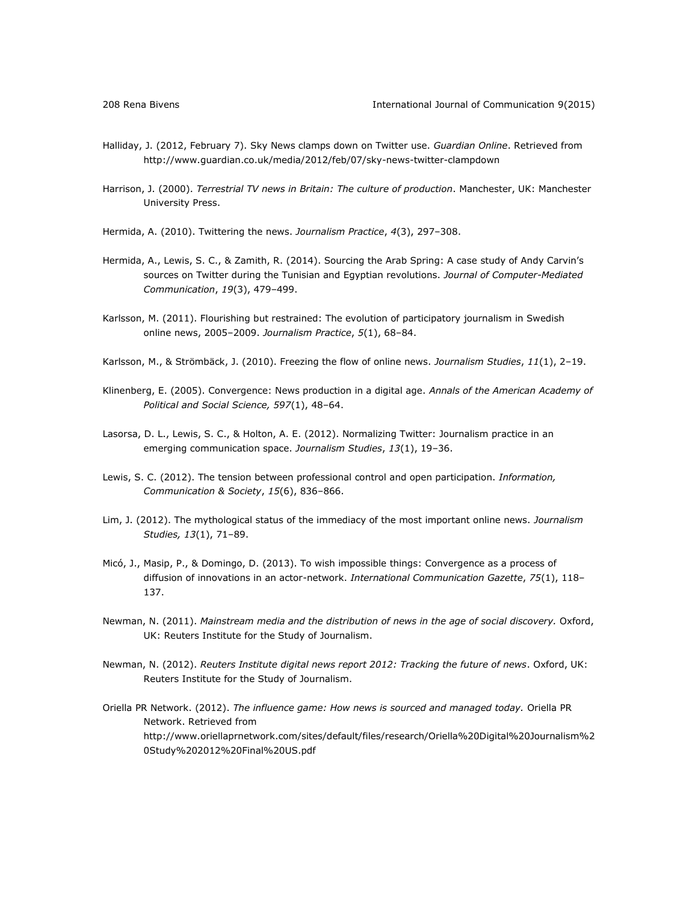Halliday, J. (2012, February 7). Sky News clamps down on Twitter use. *Guardian Online*. Retrieved from http://www.guardian.co.uk/media/2012/feb/07/sky-news-twitter-clampdown

Harrison, J. (2000). *Terrestrial TV news in Britain: The culture of production*. Manchester, UK: Manchester University Press.

Hermida, A. (2010). Twittering the news. *Journalism Practice*, *4*(3), 297–308.

Hermida, A., Lewis, S. C., & Zamith, R. (2014). Sourcing the Arab Spring: A case study of Andy Carvin's sources on Twitter during the Tunisian and Egyptian revolutions. *Journal of Computer-Mediated Communication*, *19*(3), 479–499.

Karlsson, M. (2011). Flourishing but restrained: The evolution of participatory journalism in Swedish online news, 2005–2009. *Journalism Practice*, *5*(1), 68–84.

Karlsson, M., & Strömbäck, J. (2010). Freezing the flow of online news. *Journalism Studies*, *11*(1), 2–19.

Klinenberg, E. (2005). Convergence: News production in a digital age. *Annals of the American Academy of Political and Social Science, 597*(1), 48–64.

Lasorsa, D. L., Lewis, S. C., & Holton, A. E. (2012). Normalizing Twitter: Journalism practice in an emerging communication space. *Journalism Studies*, *13*(1), 19–36.

Lewis, S. C. (2012). The tension between professional control and open participation. *Information, Communication & Society*, *15*(6), 836–866.

Lim, J. (2012). The mythological status of the immediacy of the most important online news. *Journalism Studies, 13*(1), 71–89.

Micó, J., Masip, P., & Domingo, D. (2013). To wish impossible things: Convergence as a process of diffusion of innovations in an actor-network. *International Communication Gazette*, *75*(1), 118–137.

Newman, N. (2011). *Mainstream media and the distribution of news in the age of social discovery*. Oxford, UK: Reuters Institute for the Study of Journalism.

Newman, N. (2012). *Reuters Institute digital news report 2012: Tracking the future of news*. Oxford, UK: Reuters Institute for the Study of Journalism.

Oriella PR Network. (2012). *The influence game: How news is sourced and managed today*. Oriella PR Network. Retrieved from http://www.oriellaprnetwork.com/sites/default/files/research/Oriella%20Digital%20Journalism%20Study%202012%20Final%20US.pdf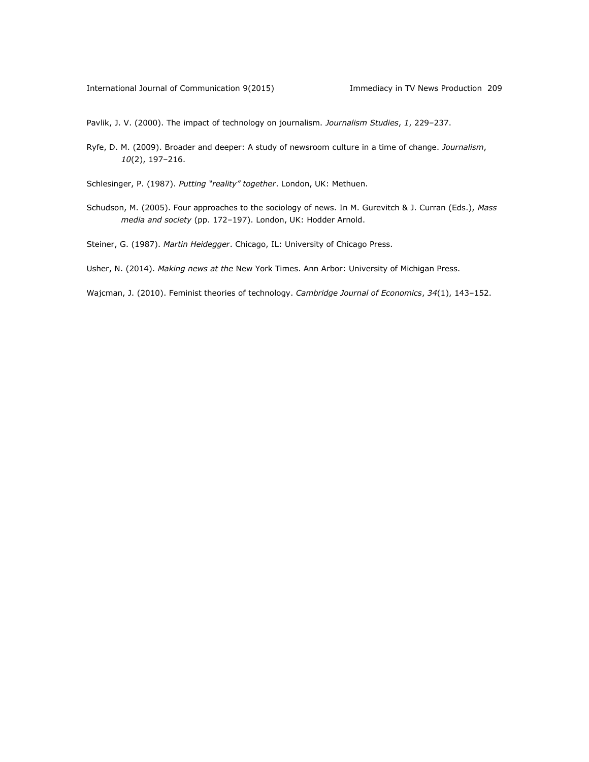Pavlik, J. V. (2000). The impact of technology on journalism. *Journalism Studies*, *1*, 229–237.

Ryfe, D. M. (2009). Broader and deeper: A study of newsroom culture in a time of change. *Journalism*, *10*(2), 197–216.

Schlesinger, P. (1987). *Putting "reality" together*. London, UK: Methuen.

Schudson, M. (2005). Four approaches to the sociology of news. In M. Gurevitch & J. Curran (Eds.), *Mass media and society* (pp. 172–197). London, UK: Hodder Arnold.

Steiner, G. (1987). *Martin Heidegger*. Chicago, IL: University of Chicago Press.

Usher, N. (2014). *Making news at the* New York Times. Ann Arbor: University of Michigan Press.

Wajcman, J. (2010). Feminist theories of technology. *Cambridge Journal of Economics*, *34*(1), 143–152.